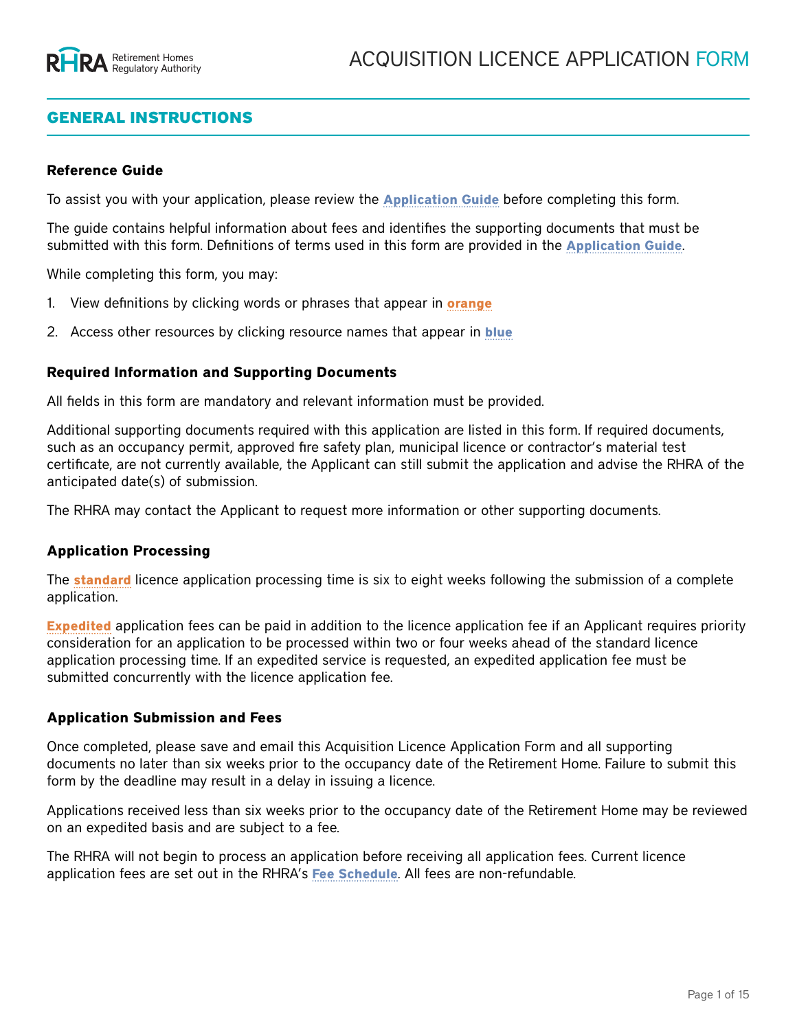# ACQUISITION LICENCE APPLICATION FORM

## GENERAL INSTRUCTIONS

### Reference Guide

To assist you with your application, please review the **Application Guide** before completing this form.

The guide contains helpful information about fees and identifies the supporting documents that must be submitted with this form. Definitions of terms used in this form are provided in the **Application Guide**.

While completing this form, you may:

1. View definitions by clicking words or phrases that appear in **orange**
2. Access other resources by clicking resource names that appear in **blue**

### Required Information and Supporting Documents

All fields in this form are mandatory and relevant information must be provided.

Additional supporting documents required with this application are listed in this form. If required documents, such as an occupancy permit, approved fire safety plan, municipal licence or contractor's material test certificate, are not currently available, the Applicant can still submit the application and advise the RHRA of the anticipated date(s) of submission.

The RHRA may contact the Applicant to request more information or other supporting documents.

### Application Processing

The **standard** licence application processing time is six to eight weeks following the submission of a complete application.

**Expedited** application fees can be paid in addition to the licence application fee if an Applicant requires priority consideration for an application to be processed within two or four weeks ahead of the standard licence application processing time. If an expedited service is requested, an expedited application fee must be submitted concurrently with the licence application fee.

### Application Submission and Fees

Once completed, please save and email this Acquisition Licence Application Form and all supporting documents no later than six weeks prior to the occupancy date of the Retirement Home. Failure to submit this form by the deadline may result in a delay in issuing a licence.

Applications received less than six weeks prior to the occupancy date of the Retirement Home may be reviewed on an expedited basis and are subject to a fee.

The RHRA will not begin to process an application before receiving all application fees. Current licence application fees are set out in the RHRA's **Fee Schedule**. All fees are non-refundable.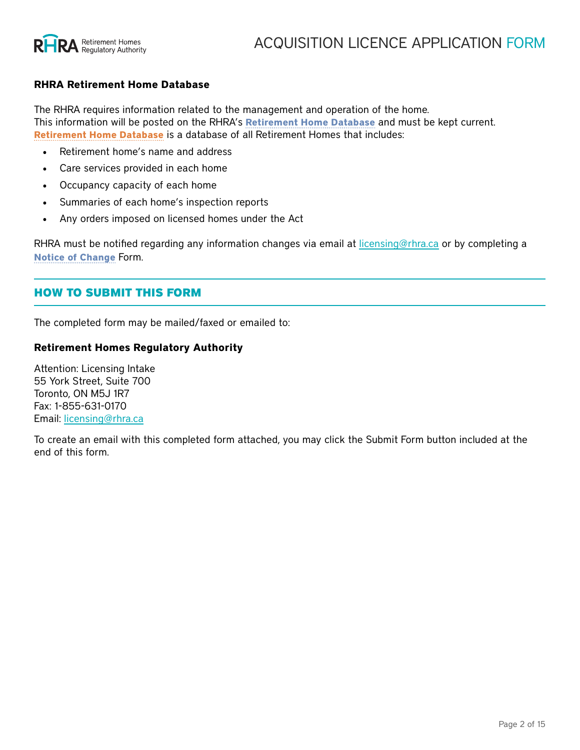**RHRA Retirement Home Database**

The RHRA requires information related to the management and operation of the home.
This information will be posted on the RHRA's **Retirement Home Database** and must be kept current.
**Retirement Home Database** is a database of all Retirement Homes that includes:

- Retirement home's name and address
- Care services provided in each home
- Occupancy capacity of each home
- Summaries of each home's inspection reports
- Any orders imposed on licensed homes under the Act

RHRA must be notified regarding any information changes via email at licensing@rhra.ca or by completing a **Notice of Change** Form.

## HOW TO SUBMIT THIS FORM

The completed form may be mailed/faxed or emailed to:

**Retirement Homes Regulatory Authority**

Attention: Licensing Intake
55 York Street, Suite 700
Toronto, ON M5J 1R7
Fax: 1-855-631-0170
Email: licensing@rhra.ca

To create an email with this completed form attached, you may click the Submit Form button included at the end of this form.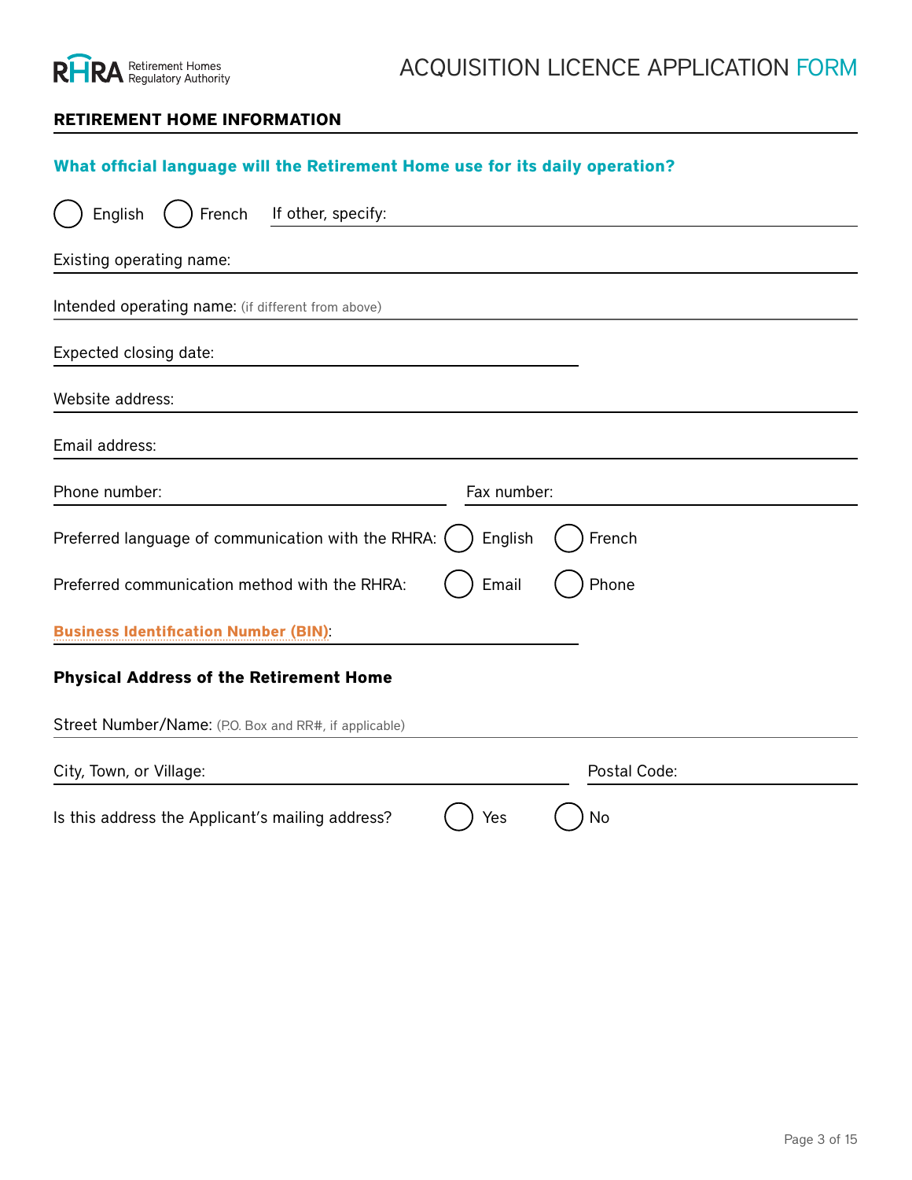# ACQUISITION LICENCE APPLICATION FORM

## RETIREMENT HOME INFORMATION

**What official language will the Retirement Home use for its daily operation?**

○ English ○ French If other, specify: ____________________

Existing operating name: ____________________

Intended operating name: (if different from above) ____________________

Expected closing date: ____________________

Website address: ____________________

Email address: ____________________

Phone number: ____________________ Fax number: ____________________

Preferred language of communication with the RHRA: ○ English ○ French

Preferred communication method with the RHRA: ○ Email ○ Phone

**Business Identification Number (BIN)**: ____________________

### Physical Address of the Retirement Home

Street Number/Name: (P.O. Box and RR#, if applicable) ____________________

City, Town, or Village: ____________________ Postal Code: ____________________

Is this address the Applicant's mailing address? ○ Yes ○ No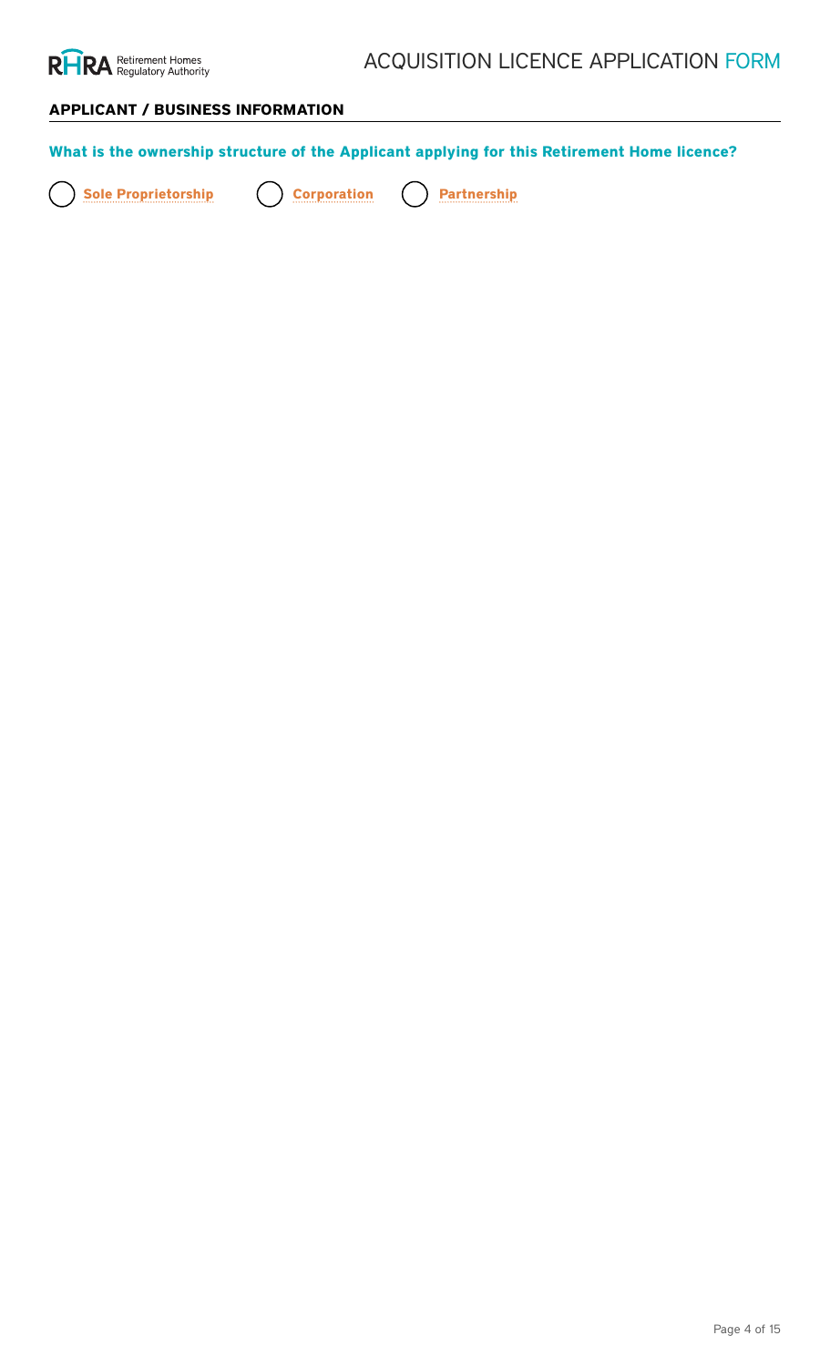## APPLICANT / BUSINESS INFORMATION

**What is the ownership structure of the Applicant applying for this Retirement Home licence?**

- ( ) **Sole Proprietorship**
- ( ) **Corporation**
- ( ) **Partnership**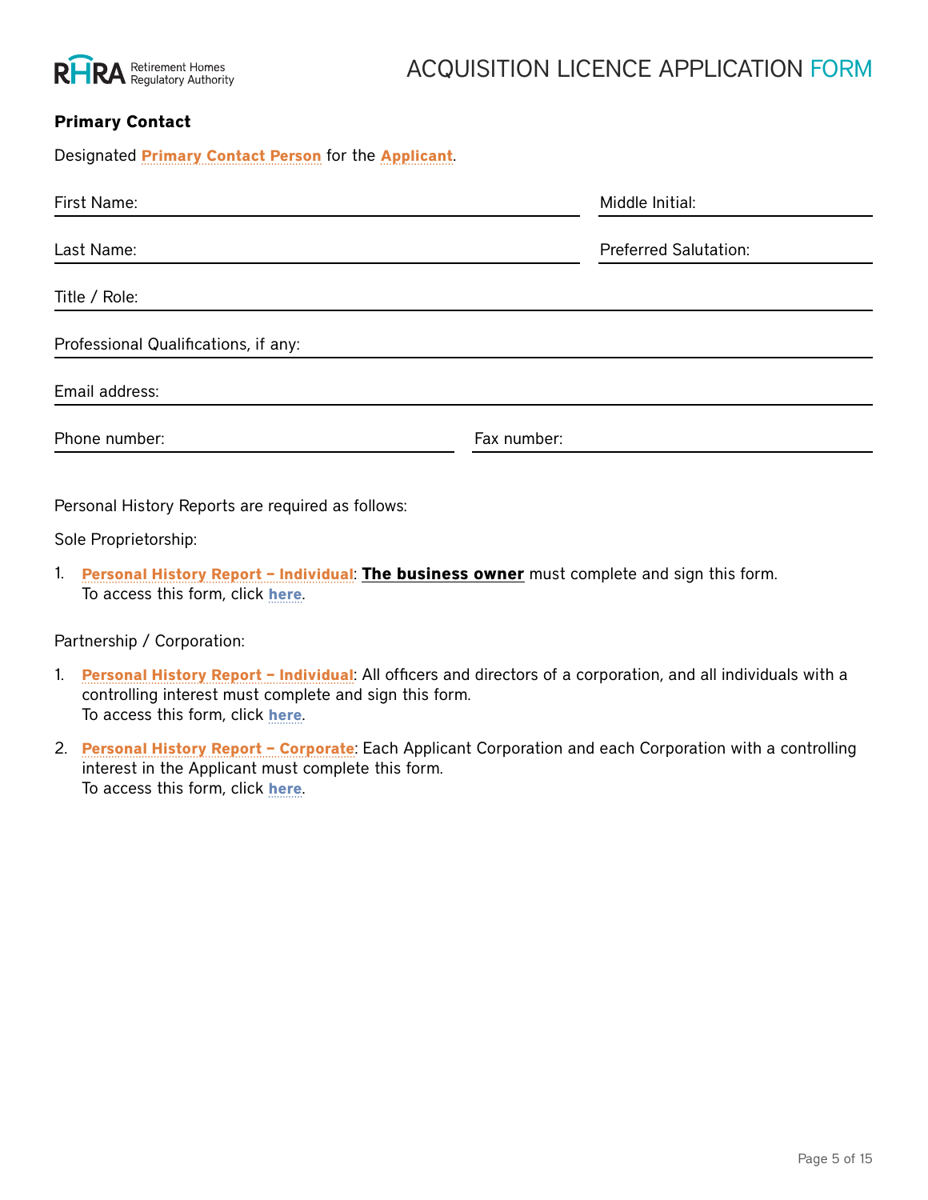**Primary Contact**

Designated **Primary Contact Person** for the **Applicant**.

First Name: ____________________ Middle Initial: ____________________

Last Name: ____________________ Preferred Salutation: ____________________

Title / Role: ____________________

Professional Qualifications, if any: ____________________

Email address: ____________________

Phone number: ____________________ Fax number: ____________________

Personal History Reports are required as follows:

Sole Proprietorship:

1. **Personal History Report – Individual**: **The business owner** must complete and sign this form.
   To access this form, click **here**.

Partnership / Corporation:

1. **Personal History Report – Individual**: All officers and directors of a corporation, and all individuals with a controlling interest must complete and sign this form.
   To access this form, click **here**.
2. **Personal History Report – Corporate**: Each Applicant Corporation and each Corporation with a controlling interest in the Applicant must complete this form.
   To access this form, click **here**.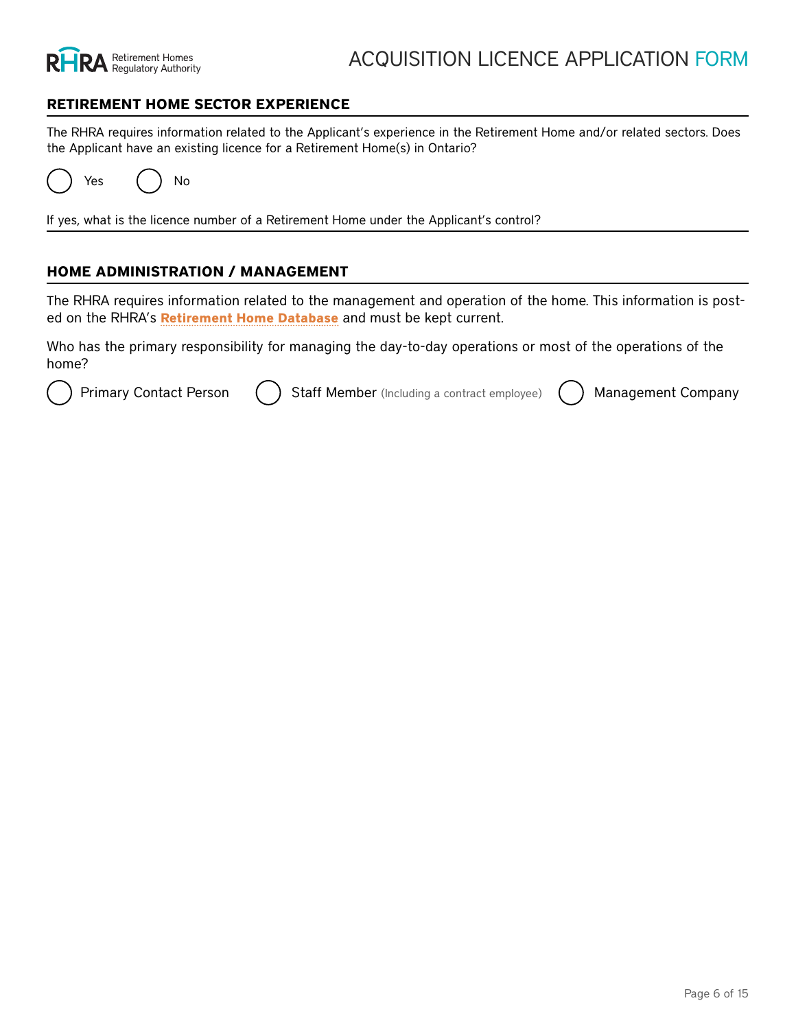## RETIREMENT HOME SECTOR EXPERIENCE

The RHRA requires information related to the Applicant's experience in the Retirement Home and/or related sectors. Does the Applicant have an existing licence for a Retirement Home(s) in Ontario?

◯ Yes ◯ No

If yes, what is the licence number of a Retirement Home under the Applicant's control?

## HOME ADMINISTRATION / MANAGEMENT

The RHRA requires information related to the management and operation of the home. This information is posted on the RHRA's **Retirement Home Database** and must be kept current.

Who has the primary responsibility for managing the day-to-day operations or most of the operations of the home?

◯ Primary Contact Person ◯ Staff Member (Including a contract employee) ◯ Management Company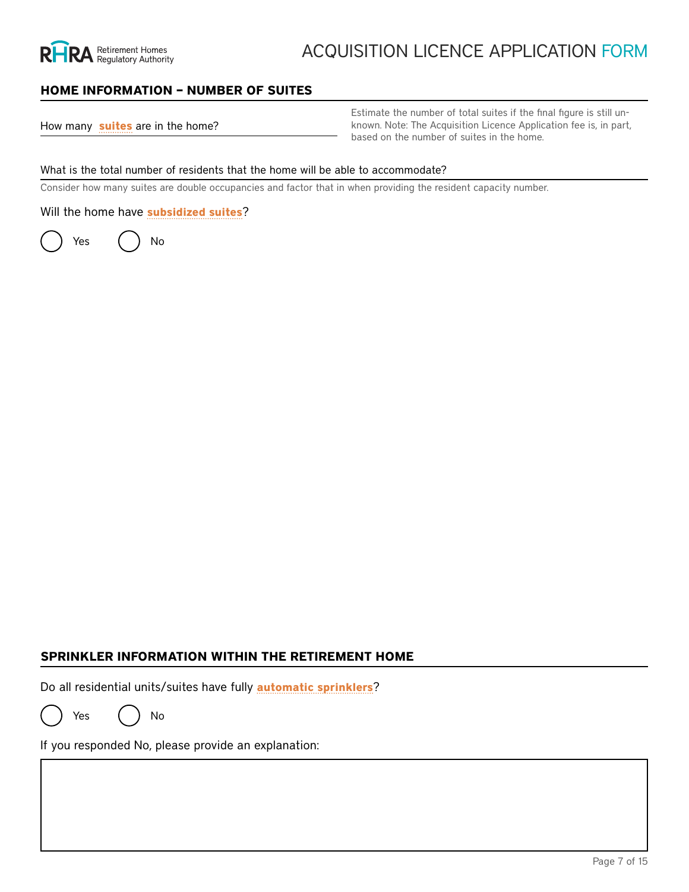## HOME INFORMATION – NUMBER OF SUITES

How many **suites** are in the home?

Estimate the number of total suites if the final figure is still unknown. Note: The Acquisition Licence Application fee is, in part, based on the number of suites in the home.

What is the total number of residents that the home will be able to accommodate?

Consider how many suites are double occupancies and factor that in when providing the resident capacity number.

Will the home have **subsidized suites**?

( ) Yes ( ) No

## SPRINKLER INFORMATION WITHIN THE RETIREMENT HOME

Do all residential units/suites have fully **automatic sprinklers**?

( ) Yes ( ) No

If you responded No, please provide an explanation: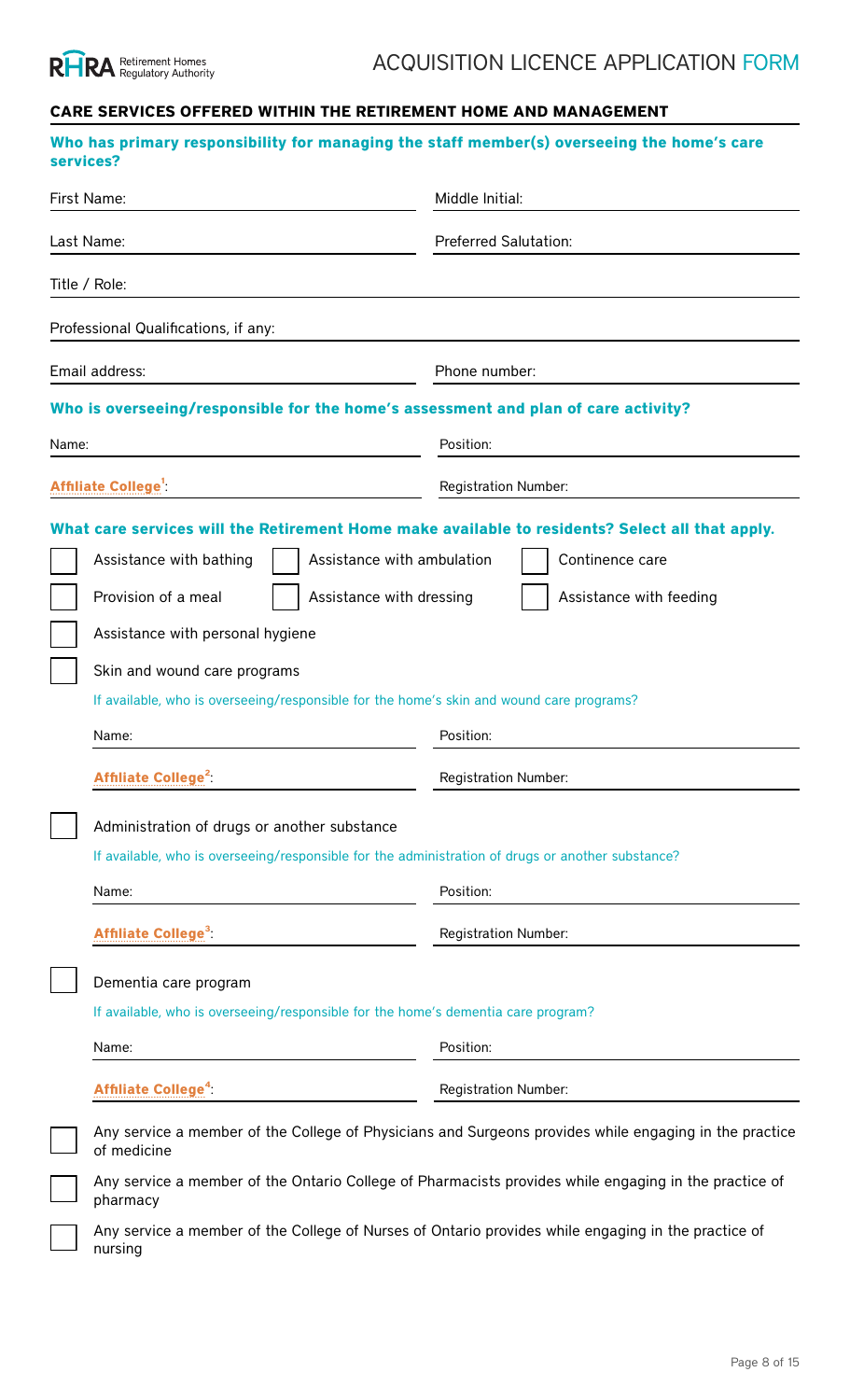## CARE SERVICES OFFERED WITHIN THE RETIREMENT HOME AND MANAGEMENT

**Who has primary responsibility for managing the staff member(s) overseeing the home's care services?**

First Name: ____________________ Middle Initial: ____________________

Last Name: ____________________ Preferred Salutation: ____________________

Title / Role: ____________________

Professional Qualifications, if any: ____________________

Email address: ____________________ Phone number: ____________________

**Who is overseeing/responsible for the home's assessment and plan of care activity?**

Name: ____________________ Position: ____________________

Affiliate College[1]: ____________________ Registration Number: ____________________

**What care services will the Retirement Home make available to residents? Select all that apply.**

- ☐ Assistance with bathing
- ☐ Assistance with ambulation
- ☐ Continence care
- ☐ Provision of a meal
- ☐ Assistance with dressing
- ☐ Assistance with feeding
- ☐ Assistance with personal hygiene
- ☐ Skin and wound care programs

  If available, who is overseeing/responsible for the home's skin and wound care programs?

  Name: ____________________ Position: ____________________

  Affiliate College[2]: ____________________ Registration Number: ____________________

- ☐ Administration of drugs or another substance

  If available, who is overseeing/responsible for the administration of drugs or another substance?

  Name: ____________________ Position: ____________________

  Affiliate College[3]: ____________________ Registration Number: ____________________

- ☐ Dementia care program

  If available, who is overseeing/responsible for the home's dementia care program?

  Name: ____________________ Position: ____________________

  Affiliate College[4]: ____________________ Registration Number: ____________________

- ☐ Any service a member of the College of Physicians and Surgeons provides while engaging in the practice of medicine
- ☐ Any service a member of the Ontario College of Pharmacists provides while engaging in the practice of pharmacy
- ☐ Any service a member of the College of Nurses of Ontario provides while engaging in the practice of nursing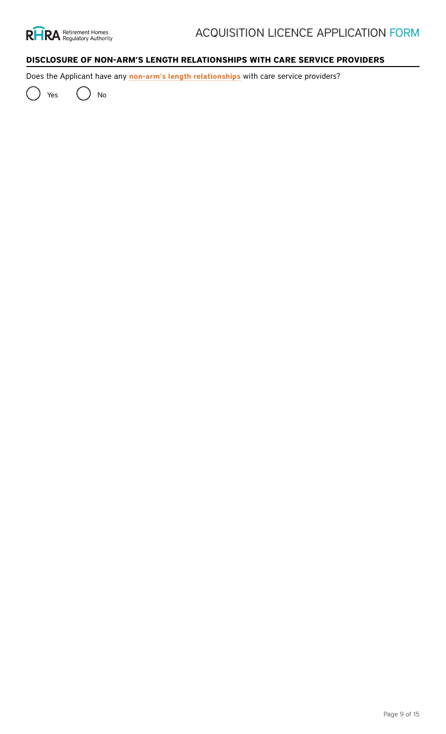## DISCLOSURE OF NON-ARM'S LENGTH RELATIONSHIPS WITH CARE SERVICE PROVIDERS

Does the Applicant have any **non-arm's length relationships** with care service providers?

( ) Yes ( ) No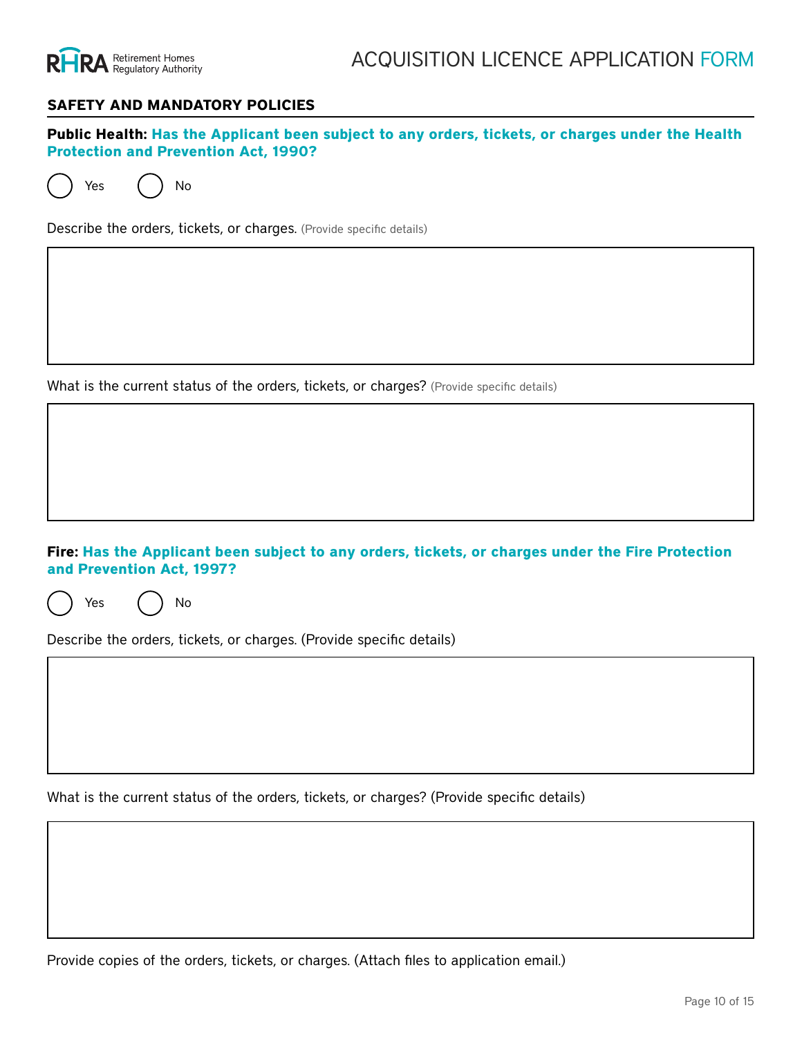## SAFETY AND MANDATORY POLICIES

**Public Health: Has the Applicant been subject to any orders, tickets, or charges under the Health Protection and Prevention Act, 1990?**

◯ Yes ◯ No

Describe the orders, tickets, or charges. (Provide specific details)

What is the current status of the orders, tickets, or charges? (Provide specific details)

**Fire: Has the Applicant been subject to any orders, tickets, or charges under the Fire Protection and Prevention Act, 1997?**

◯ Yes ◯ No

Describe the orders, tickets, or charges. (Provide specific details)

What is the current status of the orders, tickets, or charges? (Provide specific details)

Provide copies of the orders, tickets, or charges. (Attach files to application email.)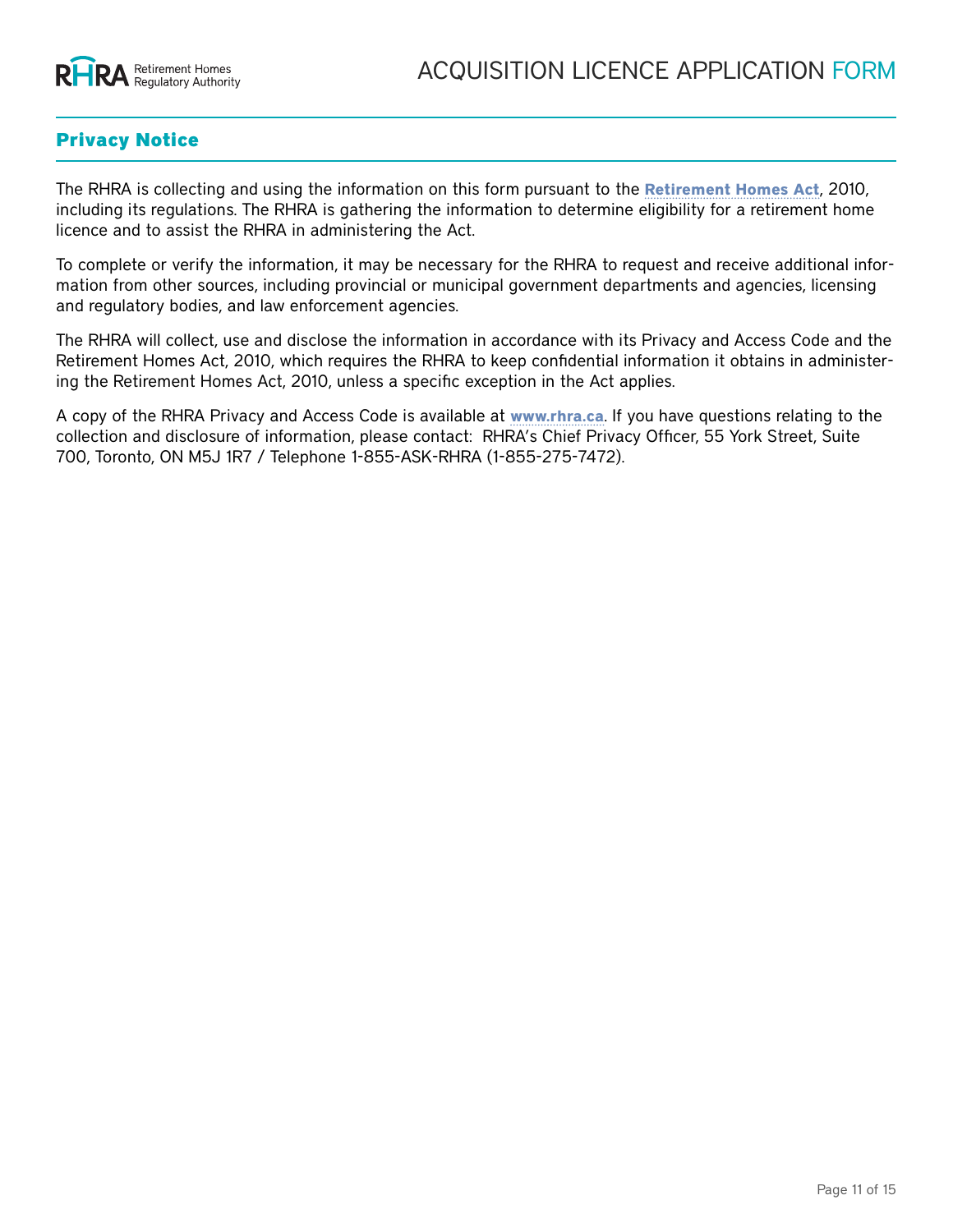## Privacy Notice

The RHRA is collecting and using the information on this form pursuant to the **Retirement Homes Act**, 2010, including its regulations. The RHRA is gathering the information to determine eligibility for a retirement home licence and to assist the RHRA in administering the Act.

To complete or verify the information, it may be necessary for the RHRA to request and receive additional information from other sources, including provincial or municipal government departments and agencies, licensing and regulatory bodies, and law enforcement agencies.

The RHRA will collect, use and disclose the information in accordance with its Privacy and Access Code and the Retirement Homes Act, 2010, which requires the RHRA to keep confidential information it obtains in administering the Retirement Homes Act, 2010, unless a specific exception in the Act applies.

A copy of the RHRA Privacy and Access Code is available at **www.rhra.ca**. If you have questions relating to the collection and disclosure of information, please contact: RHRA's Chief Privacy Officer, 55 York Street, Suite 700, Toronto, ON M5J 1R7 / Telephone 1-855-ASK-RHRA (1-855-275-7472).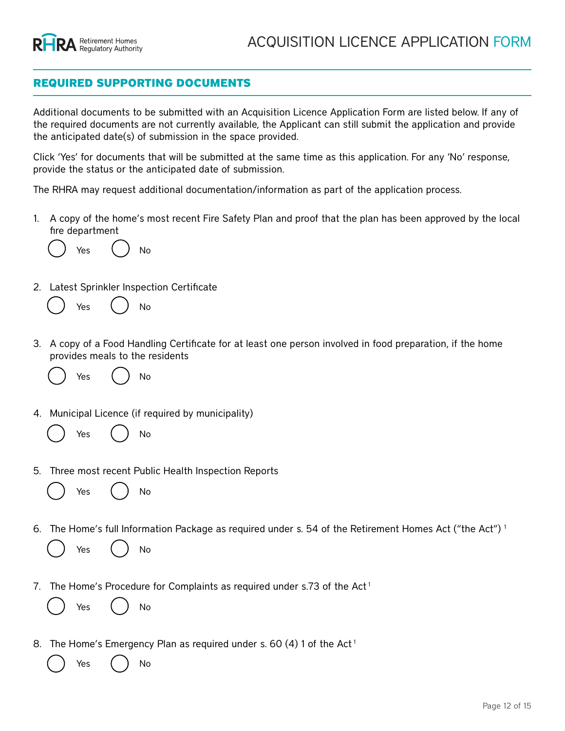## REQUIRED SUPPORTING DOCUMENTS

Additional documents to be submitted with an Acquisition Licence Application Form are listed below. If any of the required documents are not currently available, the Applicant can still submit the application and provide the anticipated date(s) of submission in the space provided.

Click 'Yes' for documents that will be submitted at the same time as this application. For any 'No' response, provide the status or the anticipated date of submission.

The RHRA may request additional documentation/information as part of the application process.

1. A copy of the home's most recent Fire Safety Plan and proof that the plan has been approved by the local fire department

   ○ Yes ○ No

2. Latest Sprinkler Inspection Certificate

   ○ Yes ○ No

3. A copy of a Food Handling Certificate for at least one person involved in food preparation, if the home provides meals to the residents

   ○ Yes ○ No

4. Municipal Licence (if required by municipality)

   ○ Yes ○ No

5. Three most recent Public Health Inspection Reports

   ○ Yes ○ No

6. The Home's full Information Package as required under s. 54 of the Retirement Homes Act ("the Act") [1]

   ○ Yes ○ No

7. The Home's Procedure for Complaints as required under s.73 of the Act [1]

   ○ Yes ○ No

8. The Home's Emergency Plan as required under s. 60 (4) 1 of the Act [1]

   ○ Yes ○ No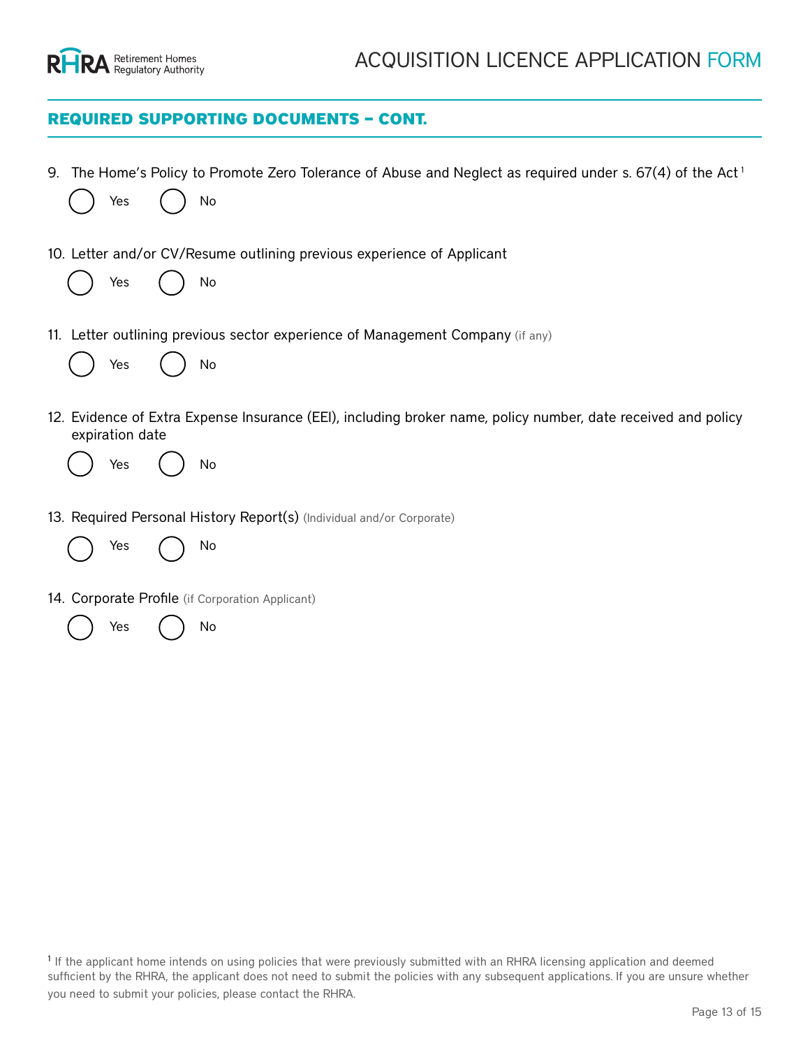## REQUIRED SUPPORTING DOCUMENTS – CONT.

9. The Home's Policy to Promote Zero Tolerance of Abuse and Neglect as required under s. 67(4) of the Act[1]

   ◯ Yes ◯ No

10. Letter and/or CV/Resume outlining previous experience of Applicant

    ◯ Yes ◯ No

11. Letter outlining previous sector experience of Management Company (if any)

    ◯ Yes ◯ No

12. Evidence of Extra Expense Insurance (EEI), including broker name, policy number, date received and policy expiration date

    ◯ Yes ◯ No

13. Required Personal History Report(s) (Individual and/or Corporate)

    ◯ Yes ◯ No

14. Corporate Profile (if Corporation Applicant)

    ◯ Yes ◯ No

[1] If the applicant home intends on using policies that were previously submitted with an RHRA licensing application and deemed sufficient by the RHRA, the applicant does not need to submit the policies with any subsequent applications. If you are unsure whether you need to submit your policies, please contact the RHRA.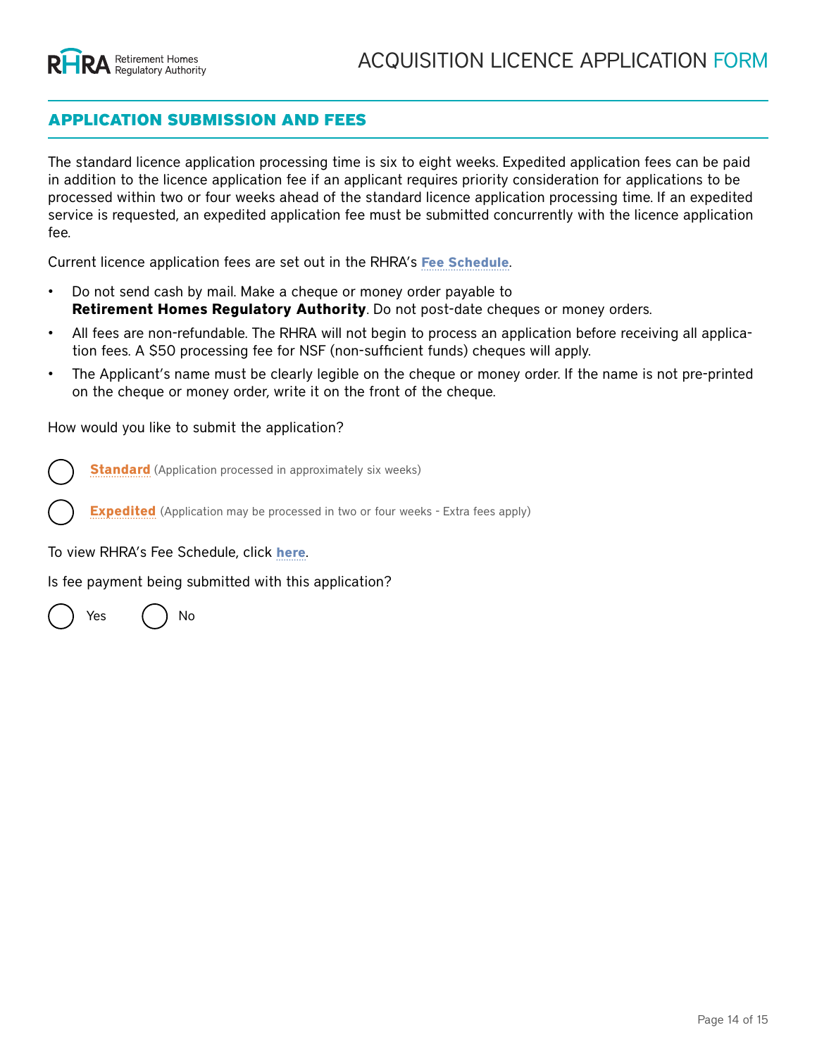## APPLICATION SUBMISSION AND FEES

The standard licence application processing time is six to eight weeks. Expedited application fees can be paid in addition to the licence application fee if an applicant requires priority consideration for applications to be processed within two or four weeks ahead of the standard licence application processing time. If an expedited service is requested, an expedited application fee must be submitted concurrently with the licence application fee.

Current licence application fees are set out in the RHRA's **Fee Schedule**.

- Do not send cash by mail. Make a cheque or money order payable to **Retirement Homes Regulatory Authority**. Do not post-date cheques or money orders.
- All fees are non-refundable. The RHRA will not begin to process an application before receiving all application fees. A $50 processing fee for NSF (non-sufficient funds) cheques will apply.
- The Applicant's name must be clearly legible on the cheque or money order. If the name is not pre-printed on the cheque or money order, write it on the front of the cheque.

How would you like to submit the application?

○ **Standard** (Application processed in approximately six weeks)

○ **Expedited** (Application may be processed in two or four weeks - Extra fees apply)

To view RHRA's Fee Schedule, click **here**.

Is fee payment being submitted with this application?

○ Yes ○ No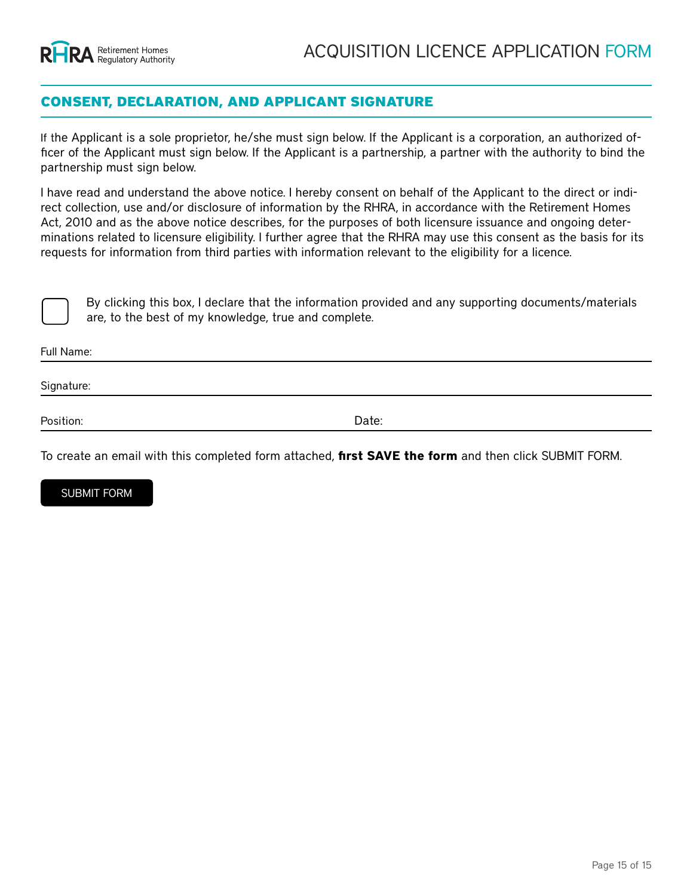## CONSENT, DECLARATION, AND APPLICANT SIGNATURE

If the Applicant is a sole proprietor, he/she must sign below. If the Applicant is a corporation, an authorized officer of the Applicant must sign below. If the Applicant is a partnership, a partner with the authority to bind the partnership must sign below.

I have read and understand the above notice. I hereby consent on behalf of the Applicant to the direct or indirect collection, use and/or disclosure of information by the RHRA, in accordance with the Retirement Homes Act, 2010 and as the above notice describes, for the purposes of both licensure issuance and ongoing determinations related to licensure eligibility. I further agree that the RHRA may use this consent as the basis for its requests for information from third parties with information relevant to the eligibility for a licence.

☐ By clicking this box, I declare that the information provided and any supporting documents/materials are, to the best of my knowledge, true and complete.

Full Name: ______________________________

Signature: ______________________________

Position: ______________________ Date: ______________________

To create an email with this completed form attached, **first SAVE the form** and then click SUBMIT FORM.

SUBMIT FORM